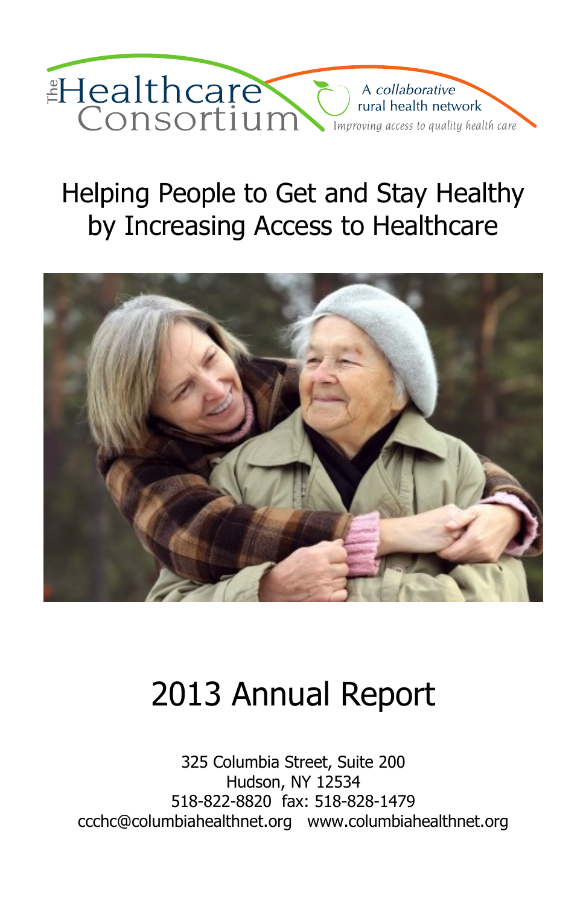The Healthcare Consortium

*A collaborative rural health network*

*Improving access to quality health care*

# Helping People to Get and Stay Healthy by Increasing Access to Healthcare

# 2013 Annual Report

325 Columbia Street, Suite 200
Hudson, NY 12534
518-822-8820 fax: 518-828-1479
ccchc@columbiahealthnet.org www.columbiahealthnet.org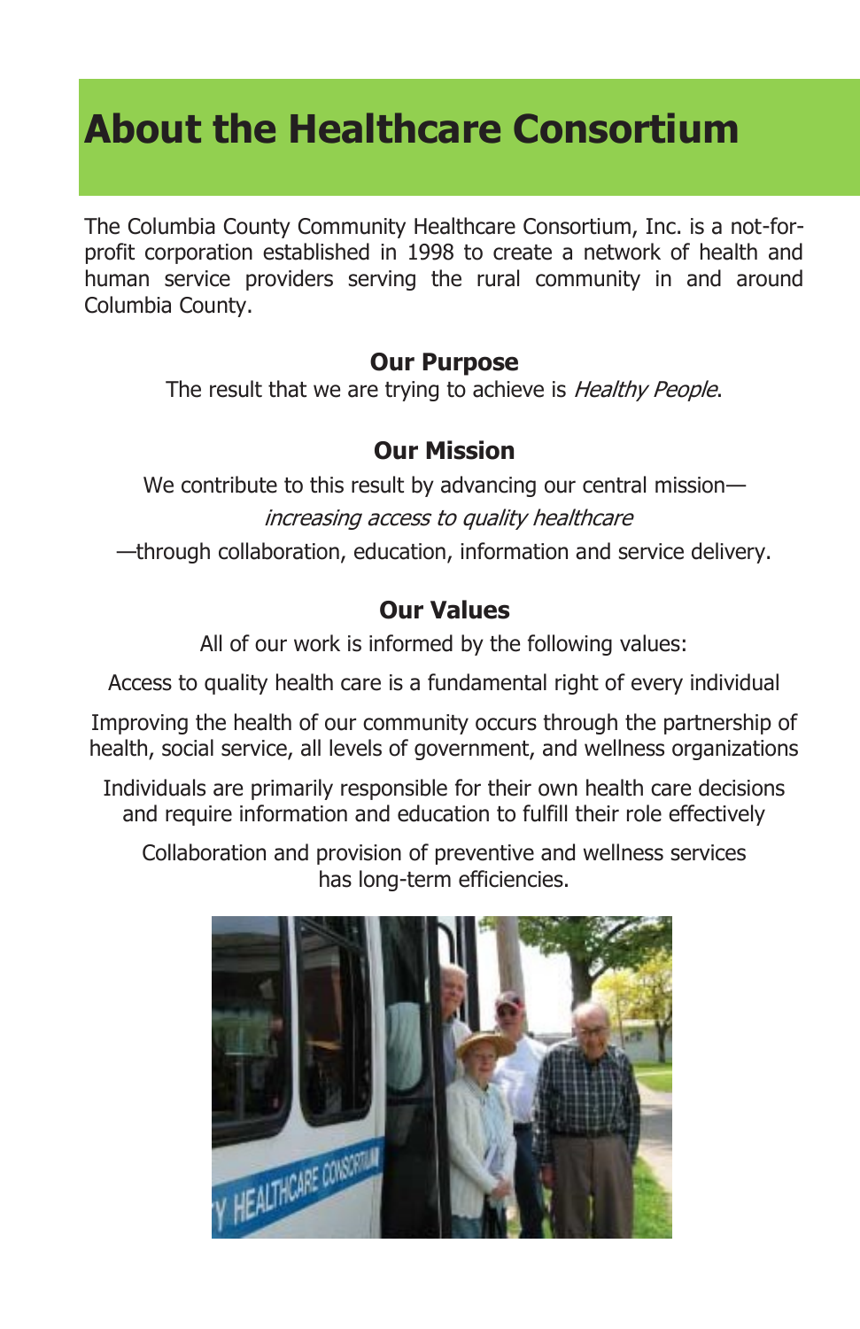# About the Healthcare Consortium

The Columbia County Community Healthcare Consortium, Inc. is a not-for-profit corporation established in 1998 to create a network of health and human service providers serving the rural community in and around Columbia County.

### Our Purpose

The result that we are trying to achieve is *Healthy People*.

### Our Mission

We contribute to this result by advancing our central mission—

*increasing access to quality healthcare*

—through collaboration, education, information and service delivery.

### Our Values

All of our work is informed by the following values:

Access to quality health care is a fundamental right of every individual

Improving the health of our community occurs through the partnership of health, social service, all levels of government, and wellness organizations

Individuals are primarily responsible for their own health care decisions and require information and education to fulfill their role effectively

Collaboration and provision of preventive and wellness services has long-term efficiencies.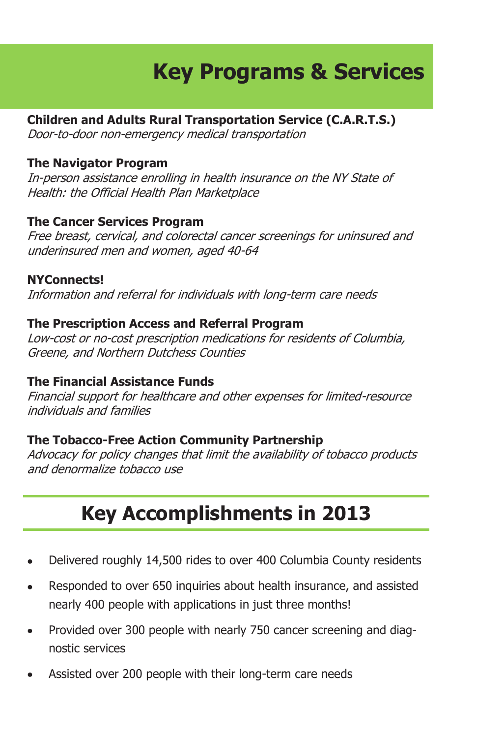# Key Programs & Services

**Children and Adults Rural Transportation Service (C.A.R.T.S.)**
*Door-to-door non-emergency medical transportation*

**The Navigator Program**
*In-person assistance enrolling in health insurance on the NY State of Health: the Official Health Plan Marketplace*

**The Cancer Services Program**
*Free breast, cervical, and colorectal cancer screenings for uninsured and underinsured men and women, aged 40-64*

**NYConnects!**
*Information and referral for individuals with long-term care needs*

**The Prescription Access and Referral Program**
*Low-cost or no-cost prescription medications for residents of Columbia, Greene, and Northern Dutchess Counties*

**The Financial Assistance Funds**
*Financial support for healthcare and other expenses for limited-resource individuals and families*

**The Tobacco-Free Action Community Partnership**
*Advocacy for policy changes that limit the availability of tobacco products and denormalize tobacco use*

## Key Accomplishments in 2013

- Delivered roughly 14,500 rides to over 400 Columbia County residents
- Responded to over 650 inquiries about health insurance, and assisted nearly 400 people with applications in just three months!
- Provided over 300 people with nearly 750 cancer screening and diagnostic services
- Assisted over 200 people with their long-term care needs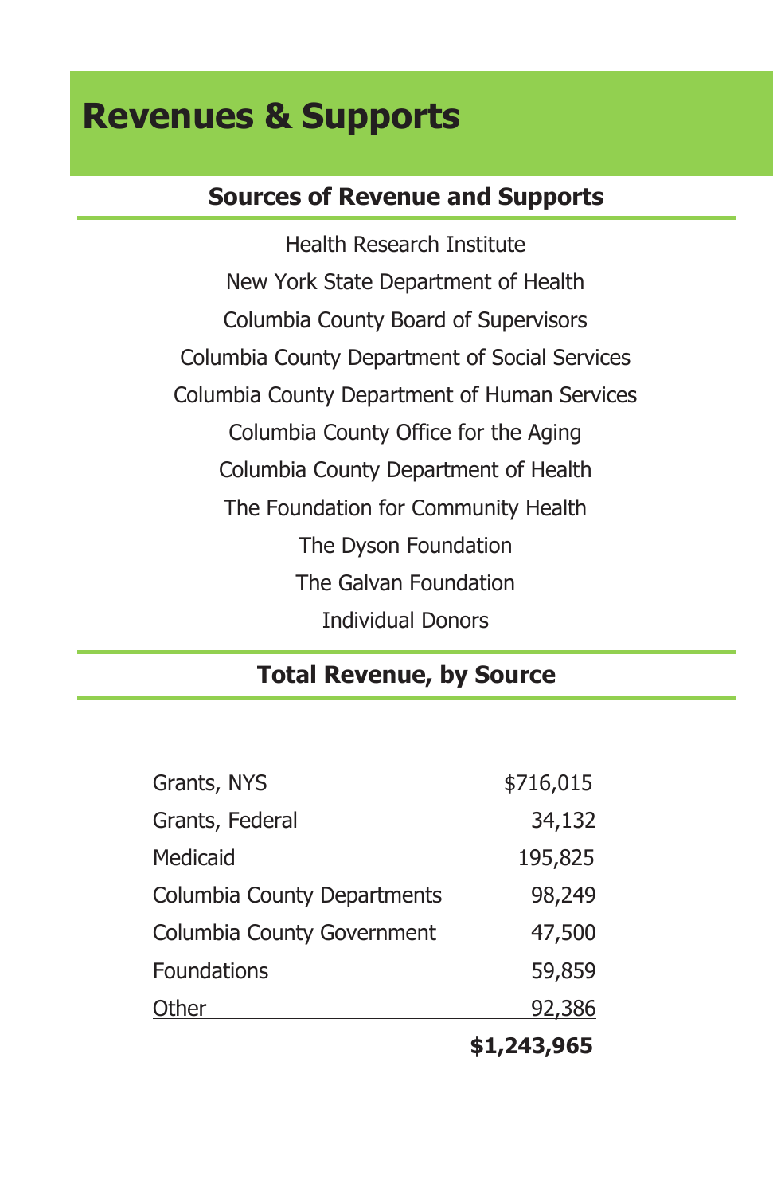# Revenues & Supports

## Sources of Revenue and Supports

Health Research Institute

New York State Department of Health

Columbia County Board of Supervisors

Columbia County Department of Social Services

Columbia County Department of Human Services

Columbia County Office for the Aging

Columbia County Department of Health

The Foundation for Community Health

The Dyson Foundation

The Galvan Foundation

Individual Donors

## Total Revenue, by Source

| Source | Amount |
|---|---|
| Grants, NYS | $716,015 |
| Grants, Federal | 34,132 |
| Medicaid | 195,825 |
| Columbia County Departments | 98,249 |
| Columbia County Government | 47,500 |
| Foundations | 59,859 |
| Other | 92,386 |
| | **$1,243,965** |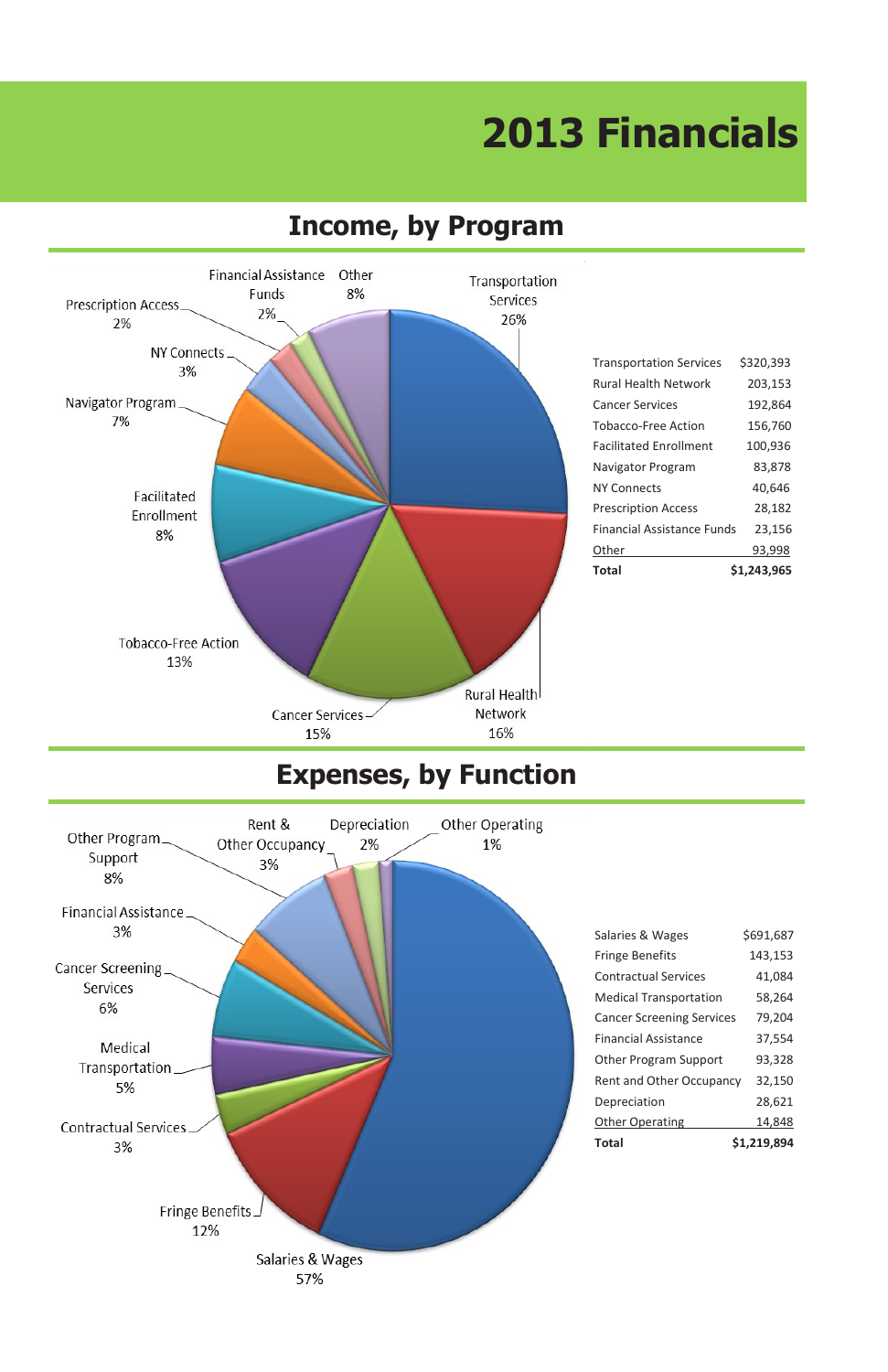# 2013 Financials

## Income, by Program

Transportation Services 26%
Rural Health Network 16%
Cancer Services 15%
Tobacco-Free Action 13%
Facilitated Enrollment 8%
Navigator Program 7%
NY Connects 3%
Prescription Access 2%
Financial Assistance Funds 2%
Other 8%

| Program | Amount |
|---|---|
| Transportation Services | $320,393 |
| Rural Health Network | 203,153 |
| Cancer Services | 192,864 |
| Tobacco-Free Action | 156,760 |
| Facilitated Enrollment | 100,936 |
| Navigator Program | 83,878 |
| NY Connects | 40,646 |
| Prescription Access | 28,182 |
| Financial Assistance Funds | 23,156 |
| Other | 93,998 |
| **Total** | **$1,243,965** |

## Expenses, by Function

Salaries & Wages 57%
Fringe Benefits 12%
Contractual Services 3%
Medical Transportation 5%
Cancer Screening Services 6%
Financial Assistance 3%
Other Program Support 8%
Rent & Other Occupancy 3%
Depreciation 2%
Other Operating 1%

| Function | Amount |
|---|---|
| Salaries & Wages | $691,687 |
| Fringe Benefits | 143,153 |
| Contractual Services | 41,084 |
| Medical Transportation | 58,264 |
| Cancer Screening Services | 79,204 |
| Financial Assistance | 37,554 |
| Other Program Support | 93,328 |
| Rent and Other Occupancy | 32,150 |
| Depreciation | 28,621 |
| Other Operating | 14,848 |
| **Total** | **$1,219,894** |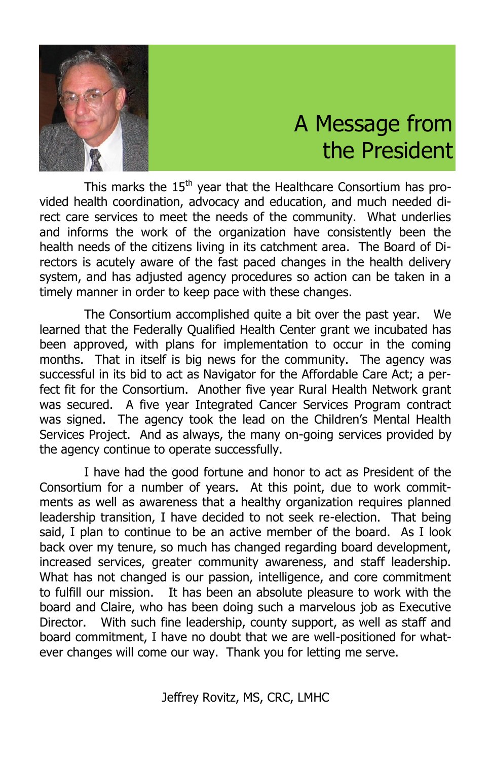# A Message from the President

This marks the 15th year that the Healthcare Consortium has provided health coordination, advocacy and education, and much needed direct care services to meet the needs of the community. What underlies and informs the work of the organization have consistently been the health needs of the citizens living in its catchment area. The Board of Directors is acutely aware of the fast paced changes in the health delivery system, and has adjusted agency procedures so action can be taken in a timely manner in order to keep pace with these changes.

The Consortium accomplished quite a bit over the past year. We learned that the Federally Qualified Health Center grant we incubated has been approved, with plans for implementation to occur in the coming months. That in itself is big news for the community. The agency was successful in its bid to act as Navigator for the Affordable Care Act; a perfect fit for the Consortium. Another five year Rural Health Network grant was secured. A five year Integrated Cancer Services Program contract was signed. The agency took the lead on the Children's Mental Health Services Project. And as always, the many on-going services provided by the agency continue to operate successfully.

I have had the good fortune and honor to act as President of the Consortium for a number of years. At this point, due to work commitments as well as awareness that a healthy organization requires planned leadership transition, I have decided to not seek re-election. That being said, I plan to continue to be an active member of the board. As I look back over my tenure, so much has changed regarding board development, increased services, greater community awareness, and staff leadership. What has not changed is our passion, intelligence, and core commitment to fulfill our mission. It has been an absolute pleasure to work with the board and Claire, who has been doing such a marvelous job as Executive Director. With such fine leadership, county support, as well as staff and board commitment, I have no doubt that we are well-positioned for whatever changes will come our way. Thank you for letting me serve.

Jeffrey Rovitz, MS, CRC, LMHC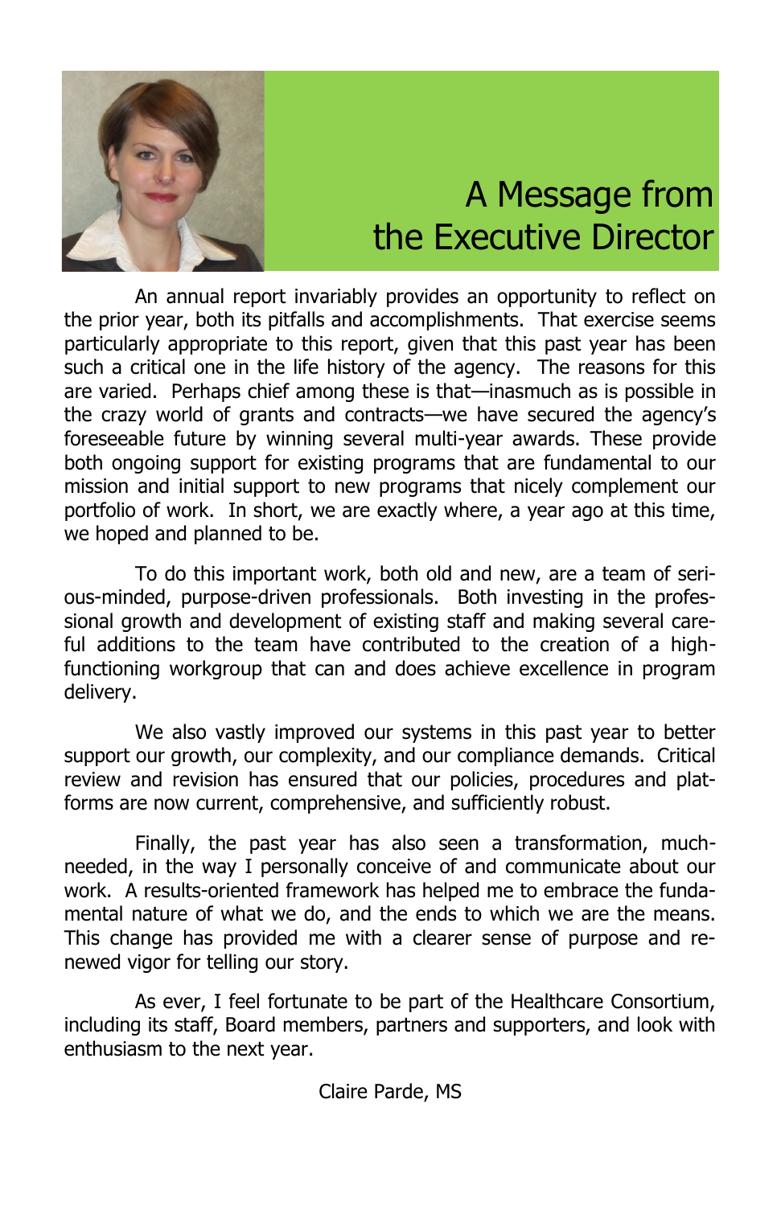# A Message from the Executive Director

An annual report invariably provides an opportunity to reflect on the prior year, both its pitfalls and accomplishments. That exercise seems particularly appropriate to this report, given that this past year has been such a critical one in the life history of the agency. The reasons for this are varied. Perhaps chief among these is that—inasmuch as is possible in the crazy world of grants and contracts—we have secured the agency's foreseeable future by winning several multi-year awards. These provide both ongoing support for existing programs that are fundamental to our mission and initial support to new programs that nicely complement our portfolio of work. In short, we are exactly where, a year ago at this time, we hoped and planned to be.

To do this important work, both old and new, are a team of serious-minded, purpose-driven professionals. Both investing in the professional growth and development of existing staff and making several careful additions to the team have contributed to the creation of a high-functioning workgroup that can and does achieve excellence in program delivery.

We also vastly improved our systems in this past year to better support our growth, our complexity, and our compliance demands. Critical review and revision has ensured that our policies, procedures and platforms are now current, comprehensive, and sufficiently robust.

Finally, the past year has also seen a transformation, much-needed, in the way I personally conceive of and communicate about our work. A results-oriented framework has helped me to embrace the fundamental nature of what we do, and the ends to which we are the means. This change has provided me with a clearer sense of purpose and renewed vigor for telling our story.

As ever, I feel fortunate to be part of the Healthcare Consortium, including its staff, Board members, partners and supporters, and look with enthusiasm to the next year.

Claire Parde, MS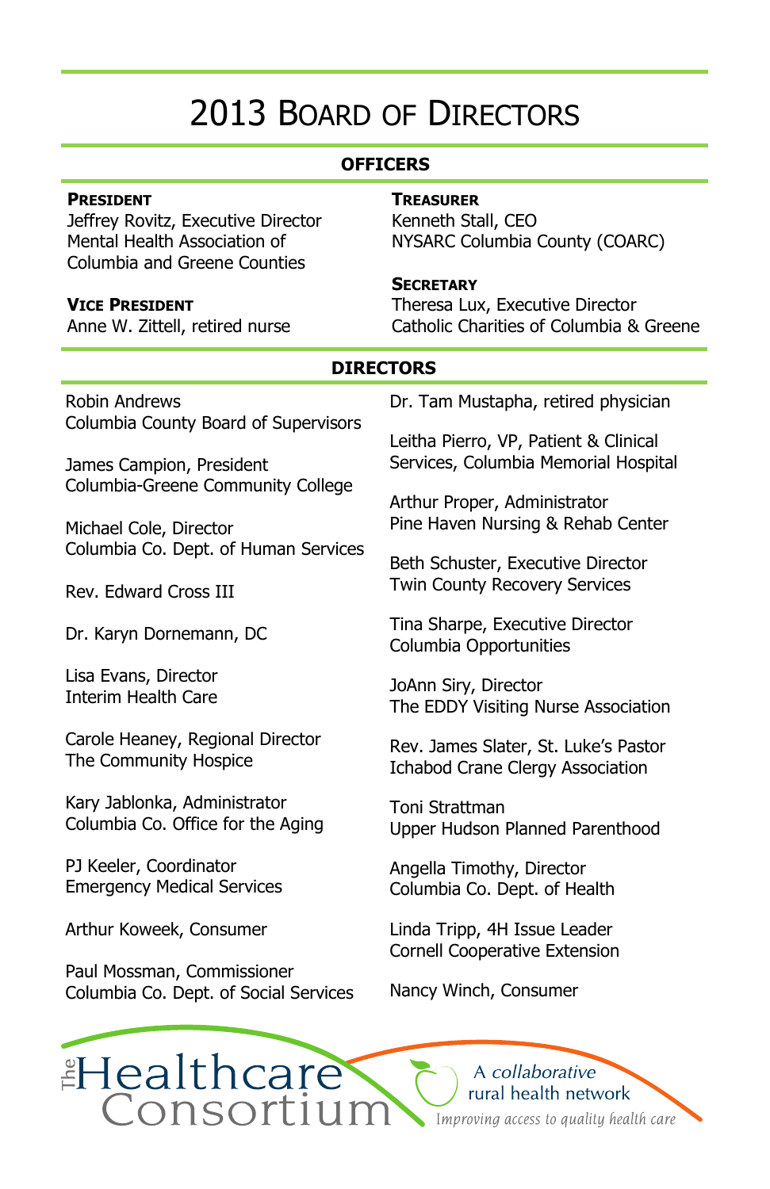# 2013 Board of Directors

## OFFICERS

**President**
Jeffrey Rovitz, Executive Director
Mental Health Association of Columbia and Greene Counties

**Vice President**
Anne W. Zittell, retired nurse

**Treasurer**
Kenneth Stall, CEO
NYSARC Columbia County (COARC)

**Secretary**
Theresa Lux, Executive Director
Catholic Charities of Columbia & Greene

## DIRECTORS

Robin Andrews
Columbia County Board of Supervisors

James Campion, President
Columbia-Greene Community College

Michael Cole, Director
Columbia Co. Dept. of Human Services

Rev. Edward Cross III

Dr. Karyn Dornemann, DC

Lisa Evans, Director
Interim Health Care

Carole Heaney, Regional Director
The Community Hospice

Kary Jablonka, Administrator
Columbia Co. Office for the Aging

PJ Keeler, Coordinator
Emergency Medical Services

Arthur Koweek, Consumer

Paul Mossman, Commissioner
Columbia Co. Dept. of Social Services

Dr. Tam Mustapha, retired physician

Leitha Pierro, VP, Patient & Clinical Services, Columbia Memorial Hospital

Arthur Proper, Administrator
Pine Haven Nursing & Rehab Center

Beth Schuster, Executive Director
Twin County Recovery Services

Tina Sharpe, Executive Director
Columbia Opportunities

JoAnn Siry, Director
The EDDY Visiting Nurse Association

Rev. James Slater, St. Luke's Pastor
Ichabod Crane Clergy Association

Toni Strattman
Upper Hudson Planned Parenthood

Angella Timothy, Director
Columbia Co. Dept. of Health

Linda Tripp, 4H Issue Leader
Cornell Cooperative Extension

Nancy Winch, Consumer

The Healthcare Consortium

*A collaborative rural health network*

*Improving access to quality health care*